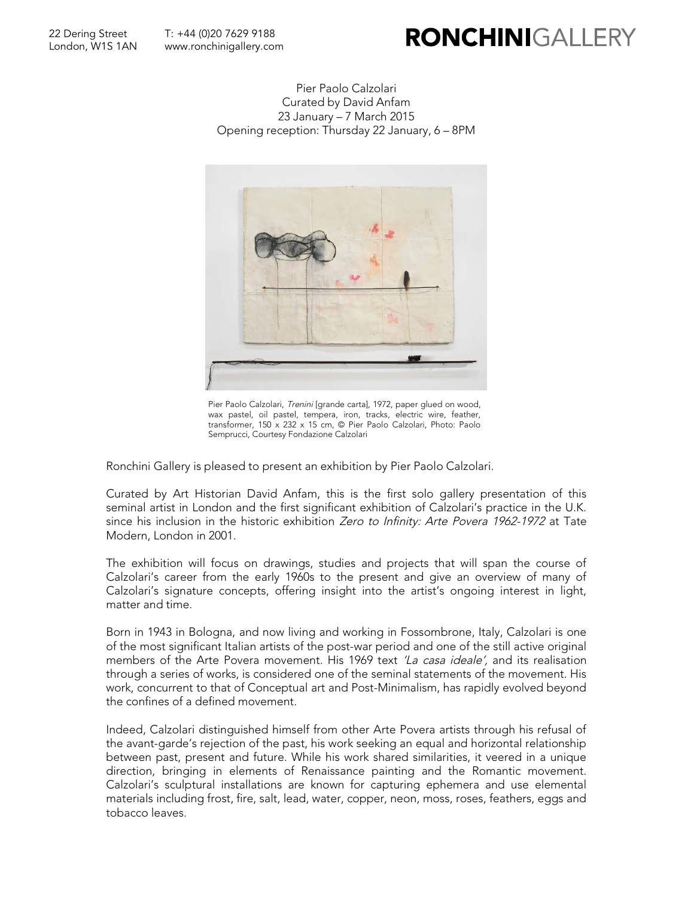22 Dering Street
London, W1S 1AN

T: +44 (0)20 7629 9188
www.ronchinigallery.com

**RONCHINI**GALLERY

Pier Paolo Calzolari
Curated by David Anfam
23 January – 7 March 2015
Opening reception: Thursday 22 January, 6 – 8PM

Pier Paolo Calzolari, *Trenini* [grande carta], 1972, paper glued on wood, wax pastel, oil pastel, tempera, iron, tracks, electric wire, feather, transformer, 150 x 232 x 15 cm, © Pier Paolo Calzolari, Photo: Paolo Semprucci, Courtesy Fondazione Calzolari

Ronchini Gallery is pleased to present an exhibition by Pier Paolo Calzolari.

Curated by Art Historian David Anfam, this is the first solo gallery presentation of this seminal artist in London and the first significant exhibition of Calzolari's practice in the U.K. since his inclusion in the historic exhibition *Zero to Infinity: Arte Povera 1962-1972* at Tate Modern, London in 2001.

The exhibition will focus on drawings, studies and projects that will span the course of Calzolari's career from the early 1960s to the present and give an overview of many of Calzolari's signature concepts, offering insight into the artist's ongoing interest in light, matter and time.

Born in 1943 in Bologna, and now living and working in Fossombrone, Italy, Calzolari is one of the most significant Italian artists of the post-war period and one of the still active original members of the Arte Povera movement. His 1969 text *'La casa ideale',* and its realisation through a series of works, is considered one of the seminal statements of the movement. His work, concurrent to that of Conceptual art and Post-Minimalism, has rapidly evolved beyond the confines of a defined movement.

Indeed, Calzolari distinguished himself from other Arte Povera artists through his refusal of the avant-garde's rejection of the past, his work seeking an equal and horizontal relationship between past, present and future. While his work shared similarities, it veered in a unique direction, bringing in elements of Renaissance painting and the Romantic movement. Calzolari's sculptural installations are known for capturing ephemera and use elemental materials including frost, fire, salt, lead, water, copper, neon, moss, roses, feathers, eggs and tobacco leaves.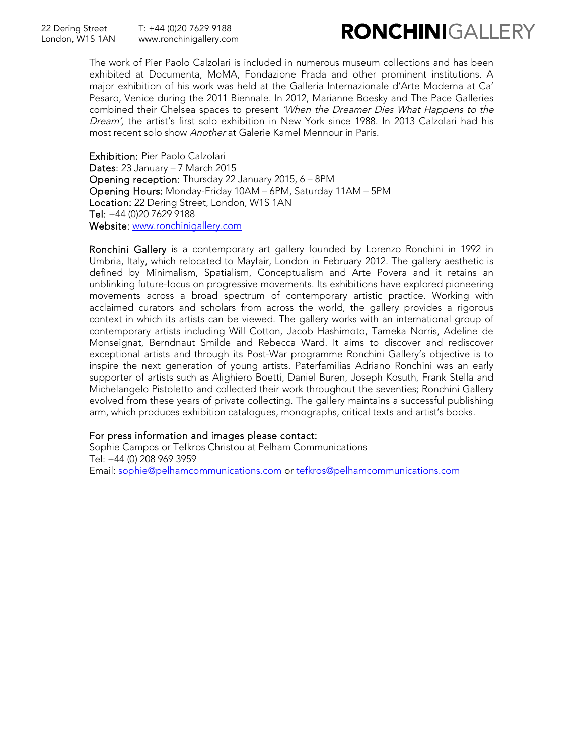The work of Pier Paolo Calzolari is included in numerous museum collections and has been exhibited at Documenta, MoMA, Fondazione Prada and other prominent institutions. A major exhibition of his work was held at the Galleria Internazionale d'Arte Moderna at Ca' Pesaro, Venice during the 2011 Biennale. In 2012, Marianne Boesky and The Pace Galleries combined their Chelsea spaces to present *'When the Dreamer Dies What Happens to the Dream',* the artist's first solo exhibition in New York since 1988. In 2013 Calzolari had his most recent solo show *Another* at Galerie Kamel Mennour in Paris.

**Exhibition:** Pier Paolo Calzolari
**Dates:** 23 January – 7 March 2015
**Opening reception:** Thursday 22 January 2015, 6 – 8PM
**Opening Hours:** Monday-Friday 10AM – 6PM, Saturday 11AM – 5PM
**Location:** 22 Dering Street, London, W1S 1AN
**Tel:** +44 (0)20 7629 9188
**Website:** [www.ronchinigallery.com](http://www.ronchinigallery.com)

**Ronchini Gallery** is a contemporary art gallery founded by Lorenzo Ronchini in 1992 in Umbria, Italy, which relocated to Mayfair, London in February 2012. The gallery aesthetic is defined by Minimalism, Spatialism, Conceptualism and Arte Povera and it retains an unblinking future-focus on progressive movements. Its exhibitions have explored pioneering movements across a broad spectrum of contemporary artistic practice. Working with acclaimed curators and scholars from across the world, the gallery provides a rigorous context in which its artists can be viewed. The gallery works with an international group of contemporary artists including Will Cotton, Jacob Hashimoto, Tameka Norris, Adeline de Monseignat, Berndnaut Smilde and Rebecca Ward. It aims to discover and rediscover exceptional artists and through its Post-War programme Ronchini Gallery's objective is to inspire the next generation of young artists. Paterfamilias Adriano Ronchini was an early supporter of artists such as Alighiero Boetti, Daniel Buren, Joseph Kosuth, Frank Stella and Michelangelo Pistoletto and collected their work throughout the seventies; Ronchini Gallery evolved from these years of private collecting. The gallery maintains a successful publishing arm, which produces exhibition catalogues, monographs, critical texts and artist's books.

**For press information and images please contact:**
Sophie Campos or Tefkros Christou at Pelham Communications
Tel: +44 (0) 208 969 3959
Email: [sophie@pelhamcommunications.com](mailto:sophie@pelhamcommunications.com) or [tefkros@pelhamcommunications.com](mailto:tefkros@pelhamcommunications.com)